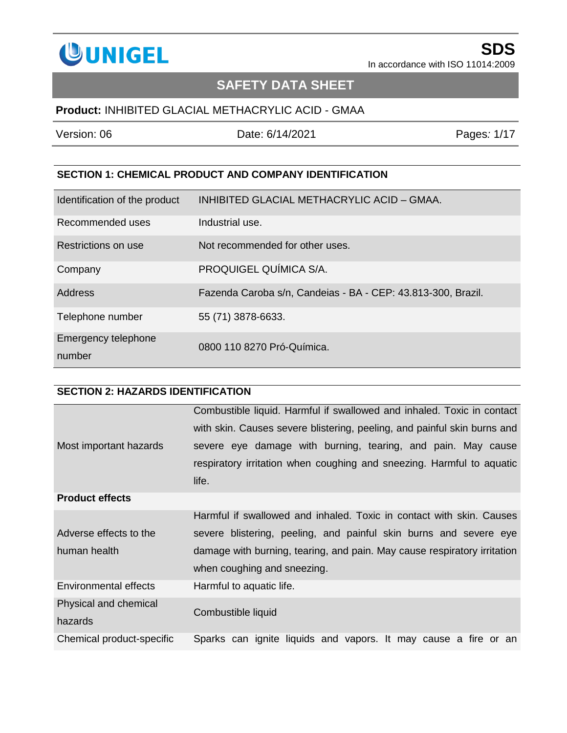**UNIGEL**

**SDS**
In accordance with ISO 11014:2009

# SAFETY DATA SHEET

**Product:** INHIBITED GLACIAL METHACRYLIC ACID - GMAA

| Version: 06 | Date: 6/14/2021 | Pages: 1/17 |
|---|---|---|

## SECTION 1: CHEMICAL PRODUCT AND COMPANY IDENTIFICATION

| | |
|---|---|
| Identification of the product | INHIBITED GLACIAL METHACRYLIC ACID – GMAA. |
| Recommended uses | Industrial use. |
| Restrictions on use | Not recommended for other uses. |
| Company | PROQUIGEL QUÍMICA S/A. |
| Address | Fazenda Caroba s/n, Candeias - BA - CEP: 43.813-300, Brazil. |
| Telephone number | 55 (71) 3878-6633. |
| Emergency telephone number | 0800 110 8270 Pró-Química. |

## SECTION 2: HAZARDS IDENTIFICATION

| | |
|---|---|
| Most important hazards | Combustible liquid. Harmful if swallowed and inhaled. Toxic in contact with skin. Causes severe blistering, peeling, and painful skin burns and severe eye damage with burning, tearing, and pain. May cause respiratory irritation when coughing and sneezing. Harmful to aquatic life. |
| **Product effects** | |
| Adverse effects to the human health | Harmful if swallowed and inhaled. Toxic in contact with skin. Causes severe blistering, peeling, and painful skin burns and severe eye damage with burning, tearing, and pain. May cause respiratory irritation when coughing and sneezing. |
| Environmental effects | Harmful to aquatic life. |
| Physical and chemical hazards | Combustible liquid |
| Chemical product-specific | Sparks can ignite liquids and vapors. It may cause a fire or an |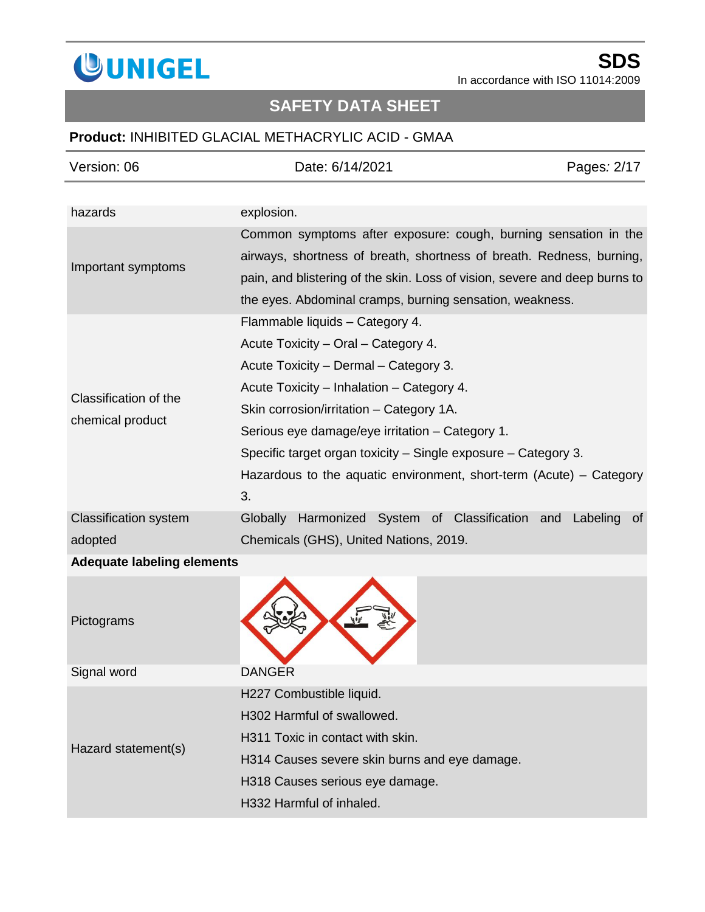| | |
|---|---|
| hazards | explosion. |
| Important symptoms | Common symptoms after exposure: cough, burning sensation in the airways, shortness of breath, shortness of breath. Redness, burning, pain, and blistering of the skin. Loss of vision, severe and deep burns to the eyes. Abdominal cramps, burning sensation, weakness. |
| Classification of the chemical product | Flammable liquids – Category 4.<br>Acute Toxicity – Oral – Category 4.<br>Acute Toxicity – Dermal – Category 3.<br>Acute Toxicity – Inhalation – Category 4.<br>Skin corrosion/irritation – Category 1A.<br>Serious eye damage/eye irritation – Category 1.<br>Specific target organ toxicity – Single exposure – Category 3.<br>Hazardous to the aquatic environment, short-term (Acute) – Category 3. |
| Classification system adopted | Globally Harmonized System of Classification and Labeling of Chemicals (GHS), United Nations, 2019. |

**Adequate labeling elements**

| | |
|---|---|
| Pictograms | |
| Signal word | DANGER |
| Hazard statement(s) | H227 Combustible liquid.<br>H302 Harmful of swallowed.<br>H311 Toxic in contact with skin.<br>H314 Causes severe skin burns and eye damage.<br>H318 Causes serious eye damage.<br>H332 Harmful of inhaled. |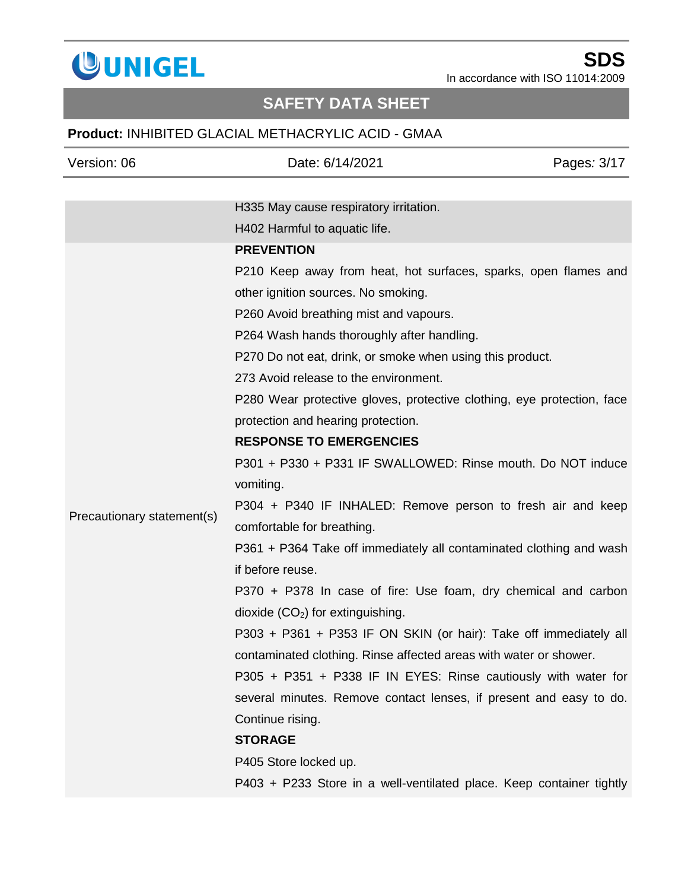| | |
|---|---|
| | H335 May cause respiratory irritation.<br>H402 Harmful to aquatic life. |
| Precautionary statement(s) | **PREVENTION**<br>P210 Keep away from heat, hot surfaces, sparks, open flames and other ignition sources. No smoking.<br>P260 Avoid breathing mist and vapours.<br>P264 Wash hands thoroughly after handling.<br>P270 Do not eat, drink, or smoke when using this product.<br>273 Avoid release to the environment.<br>P280 Wear protective gloves, protective clothing, eye protection, face protection and hearing protection.<br>**RESPONSE TO EMERGENCIES**<br>P301 + P330 + P331 IF SWALLOWED: Rinse mouth. Do NOT induce vomiting.<br>P304 + P340 IF INHALED: Remove person to fresh air and keep comfortable for breathing.<br>P361 + P364 Take off immediately all contaminated clothing and wash if before reuse.<br>P370 + P378 In case of fire: Use foam, dry chemical and carbon dioxide ($CO_2$) for extinguishing.<br>P303 + P361 + P353 IF ON SKIN (or hair): Take off immediately all contaminated clothing. Rinse affected areas with water or shower.<br>P305 + P351 + P338 IF IN EYES: Rinse cautiously with water for several minutes. Remove contact lenses, if present and easy to do. Continue rising.<br>**STORAGE**<br>P405 Store locked up.<br>P403 + P233 Store in a well-ventilated place. Keep container tightly |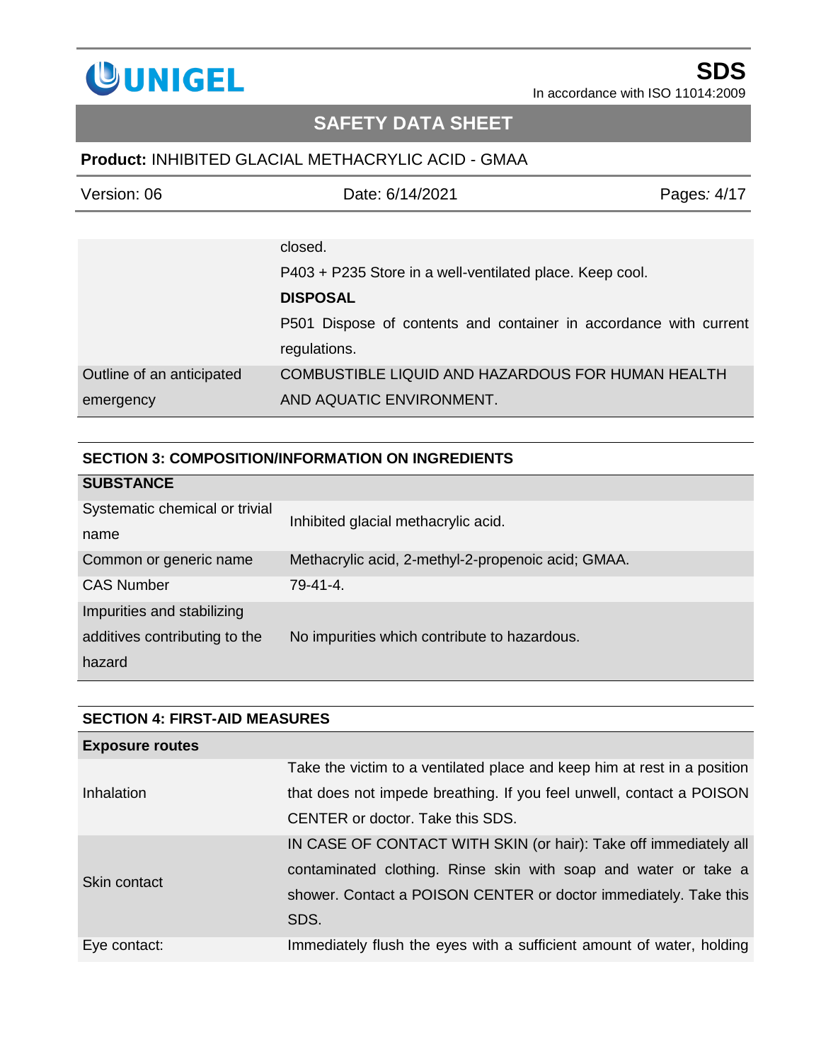| | |
|---|---|
| | closed. |
| | P403 + P235 Store in a well-ventilated place. Keep cool. |
| | **DISPOSAL** |
| | P501 Dispose of contents and container in accordance with current regulations. |
| Outline of an anticipated emergency | COMBUSTIBLE LIQUID AND HAZARDOUS FOR HUMAN HEALTH AND AQUATIC ENVIRONMENT. |

## SECTION 3: COMPOSITION/INFORMATION ON INGREDIENTS

| **SUBSTANCE** | |
|---|---|
| Systematic chemical or trivial name | Inhibited glacial methacrylic acid. |
| Common or generic name | Methacrylic acid, 2-methyl-2-propenoic acid; GMAA. |
| CAS Number | 79-41-4. |
| Impurities and stabilizing additives contributing to the hazard | No impurities which contribute to hazardous. |

## SECTION 4: FIRST-AID MEASURES

| **Exposure routes** | |
|---|---|
| Inhalation | Take the victim to a ventilated place and keep him at rest in a position that does not impede breathing. If you feel unwell, contact a POISON CENTER or doctor. Take this SDS. |
| Skin contact | IN CASE OF CONTACT WITH SKIN (or hair): Take off immediately all contaminated clothing. Rinse skin with soap and water or take a shower. Contact a POISON CENTER or doctor immediately. Take this SDS. |
| Eye contact: | Immediately flush the eyes with a sufficient amount of water, holding |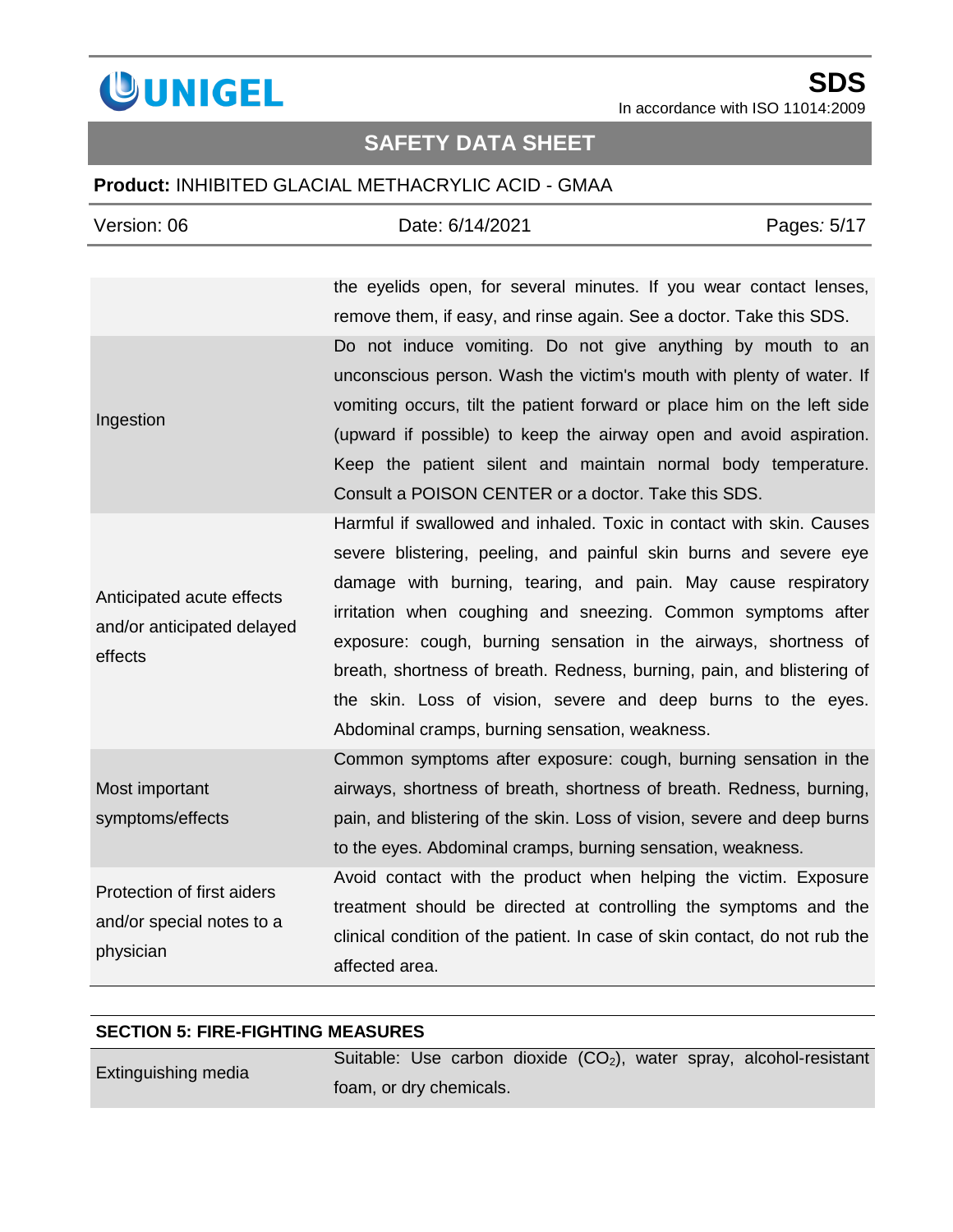| | |
|---|---|
| | the eyelids open, for several minutes. If you wear contact lenses, remove them, if easy, and rinse again. See a doctor. Take this SDS. |
| Ingestion | Do not induce vomiting. Do not give anything by mouth to an unconscious person. Wash the victim's mouth with plenty of water. If vomiting occurs, tilt the patient forward or place him on the left side (upward if possible) to keep the airway open and avoid aspiration. Keep the patient silent and maintain normal body temperature. Consult a POISON CENTER or a doctor. Take this SDS. |
| Anticipated acute effects and/or anticipated delayed effects | Harmful if swallowed and inhaled. Toxic in contact with skin. Causes severe blistering, peeling, and painful skin burns and severe eye damage with burning, tearing, and pain. May cause respiratory irritation when coughing and sneezing. Common symptoms after exposure: cough, burning sensation in the airways, shortness of breath, shortness of breath. Redness, burning, pain, and blistering of the skin. Loss of vision, severe and deep burns to the eyes. Abdominal cramps, burning sensation, weakness. |
| Most important symptoms/effects | Common symptoms after exposure: cough, burning sensation in the airways, shortness of breath, shortness of breath. Redness, burning, pain, and blistering of the skin. Loss of vision, severe and deep burns to the eyes. Abdominal cramps, burning sensation, weakness. |
| Protection of first aiders and/or special notes to a physician | Avoid contact with the product when helping the victim. Exposure treatment should be directed at controlling the symptoms and the clinical condition of the patient. In case of skin contact, do not rub the affected area. |

## SECTION 5: FIRE-FIGHTING MEASURES

| | |
|---|---|
| Extinguishing media | Suitable: Use carbon dioxide ($CO_2$), water spray, alcohol-resistant foam, or dry chemicals. |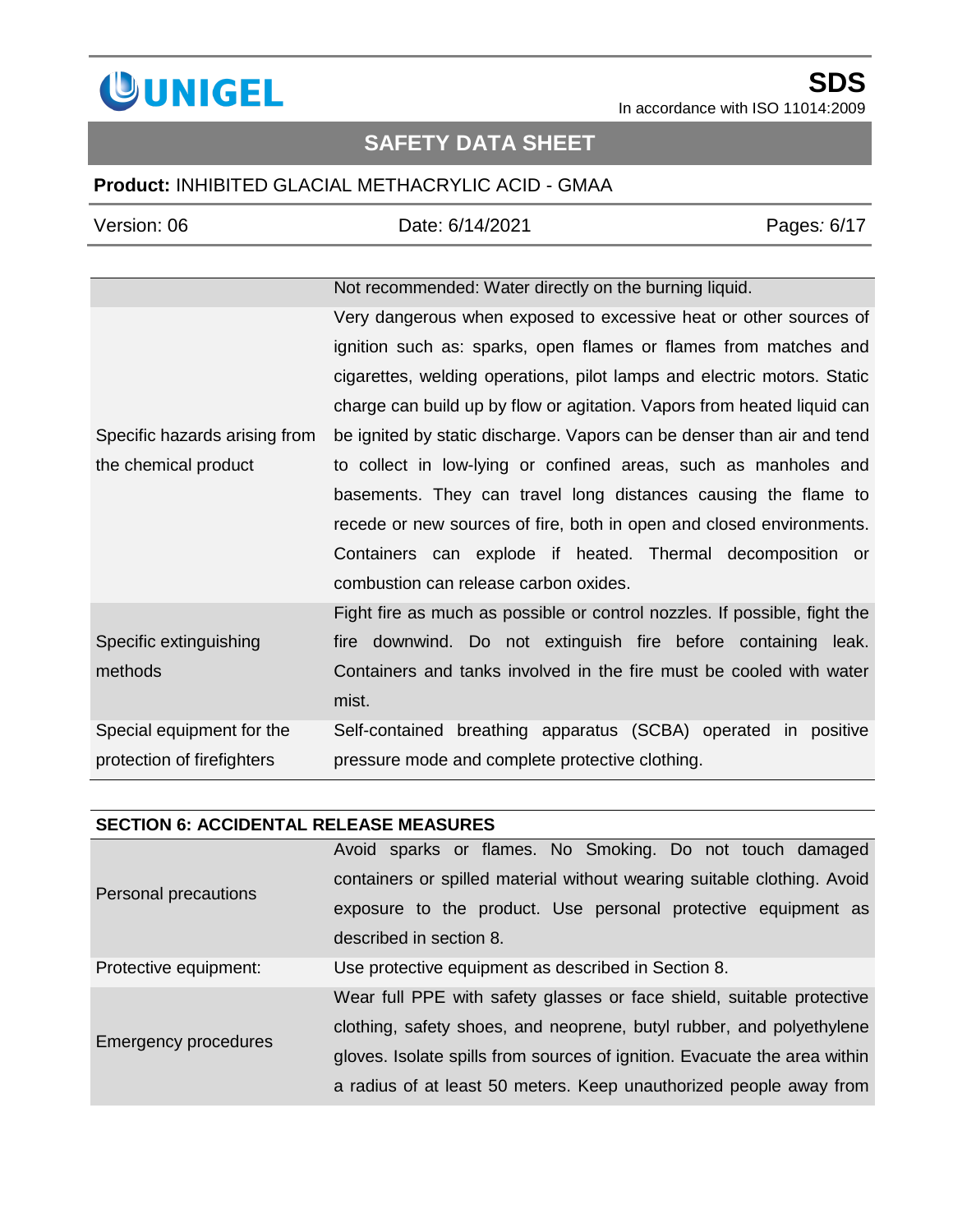| | |
|---|---|
| | Not recommended: Water directly on the burning liquid. |
| Specific hazards arising from the chemical product | Very dangerous when exposed to excessive heat or other sources of ignition such as: sparks, open flames or flames from matches and cigarettes, welding operations, pilot lamps and electric motors. Static charge can build up by flow or agitation. Vapors from heated liquid can be ignited by static discharge. Vapors can be denser than air and tend to collect in low-lying or confined areas, such as manholes and basements. They can travel long distances causing the flame to recede or new sources of fire, both in open and closed environments. Containers can explode if heated. Thermal decomposition or combustion can release carbon oxides. |
| Specific extinguishing methods | Fight fire as much as possible or control nozzles. If possible, fight the fire downwind. Do not extinguish fire before containing leak. Containers and tanks involved in the fire must be cooled with water mist. |
| Special equipment for the protection of firefighters | Self-contained breathing apparatus (SCBA) operated in positive pressure mode and complete protective clothing. |

## SECTION 6: ACCIDENTAL RELEASE MEASURES

| | |
|---|---|
| Personal precautions | Avoid sparks or flames. No Smoking. Do not touch damaged containers or spilled material without wearing suitable clothing. Avoid exposure to the product. Use personal protective equipment as described in section 8. |
| Protective equipment: | Use protective equipment as described in Section 8. |
| Emergency procedures | Wear full PPE with safety glasses or face shield, suitable protective clothing, safety shoes, and neoprene, butyl rubber, and polyethylene gloves. Isolate spills from sources of ignition. Evacuate the area within a radius of at least 50 meters. Keep unauthorized people away from |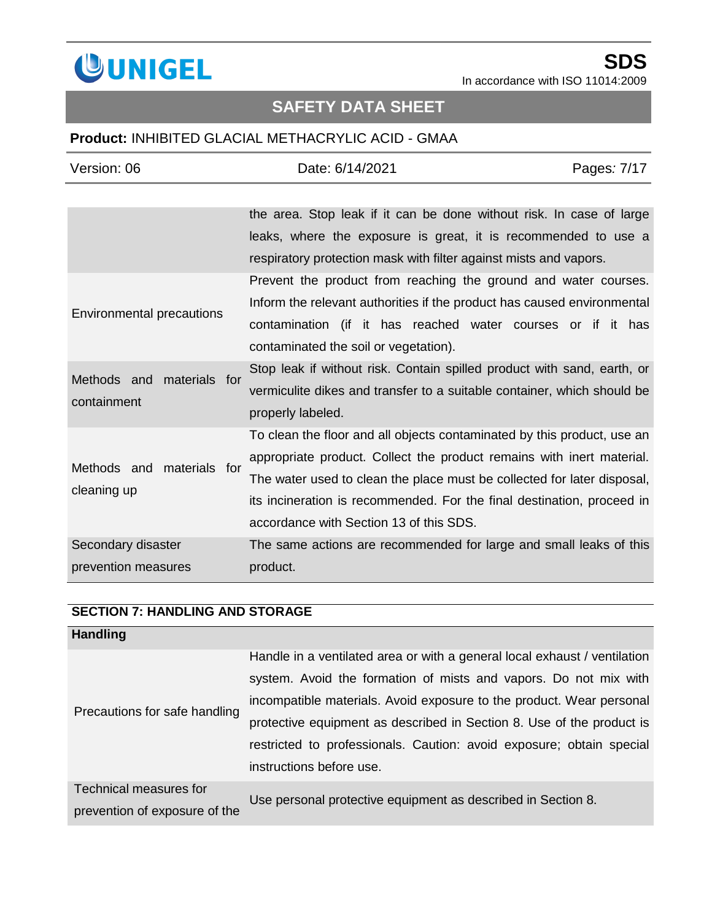| | |
|---|---|
| | the area. Stop leak if it can be done without risk. In case of large leaks, where the exposure is great, it is recommended to use a respiratory protection mask with filter against mists and vapors. |
| Environmental precautions | Prevent the product from reaching the ground and water courses. Inform the relevant authorities if the product has caused environmental contamination (if it has reached water courses or if it has contaminated the soil or vegetation). |
| Methods and materials for containment | Stop leak if without risk. Contain spilled product with sand, earth, or vermiculite dikes and transfer to a suitable container, which should be properly labeled. |
| Methods and materials for cleaning up | To clean the floor and all objects contaminated by this product, use an appropriate product. Collect the product remains with inert material. The water used to clean the place must be collected for later disposal, its incineration is recommended. For the final destination, proceed in accordance with Section 13 of this SDS. |
| Secondary disaster prevention measures | The same actions are recommended for large and small leaks of this product. |

## SECTION 7: HANDLING AND STORAGE

**Handling**

| | |
|---|---|
| Precautions for safe handling | Handle in a ventilated area or with a general local exhaust / ventilation system. Avoid the formation of mists and vapors. Do not mix with incompatible materials. Avoid exposure to the product. Wear personal protective equipment as described in Section 8. Use of the product is restricted to professionals. Caution: avoid exposure; obtain special instructions before use. |
| Technical measures for prevention of exposure of the | Use personal protective equipment as described in Section 8. |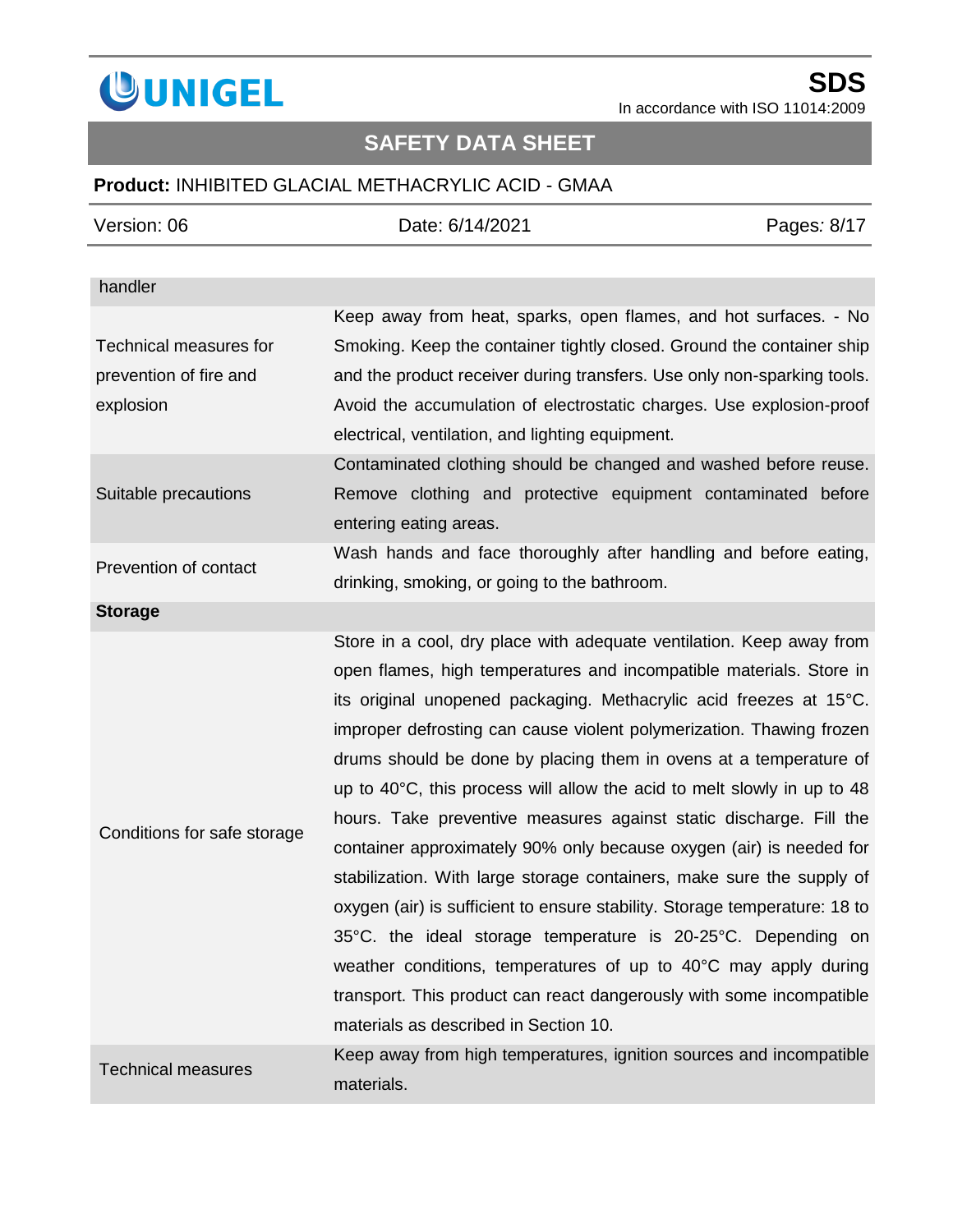| handler | |
|---|---|
| Technical measures for prevention of fire and explosion | Keep away from heat, sparks, open flames, and hot surfaces. - No Smoking. Keep the container tightly closed. Ground the container ship and the product receiver during transfers. Use only non-sparking tools. Avoid the accumulation of electrostatic charges. Use explosion-proof electrical, ventilation, and lighting equipment. |
| Suitable precautions | Contaminated clothing should be changed and washed before reuse. Remove clothing and protective equipment contaminated before entering eating areas. |
| Prevention of contact | Wash hands and face thoroughly after handling and before eating, drinking, smoking, or going to the bathroom. |
| **Storage** | |
| Conditions for safe storage | Store in a cool, dry place with adequate ventilation. Keep away from open flames, high temperatures and incompatible materials. Store in its original unopened packaging. Methacrylic acid freezes at 15°C. improper defrosting can cause violent polymerization. Thawing frozen drums should be done by placing them in ovens at a temperature of up to 40°C, this process will allow the acid to melt slowly in up to 48 hours. Take preventive measures against static discharge. Fill the container approximately 90% only because oxygen (air) is needed for stabilization. With large storage containers, make sure the supply of oxygen (air) is sufficient to ensure stability. Storage temperature: 18 to 35°C. the ideal storage temperature is 20-25°C. Depending on weather conditions, temperatures of up to 40°C may apply during transport. This product can react dangerously with some incompatible materials as described in Section 10. |
| Technical measures | Keep away from high temperatures, ignition sources and incompatible materials. |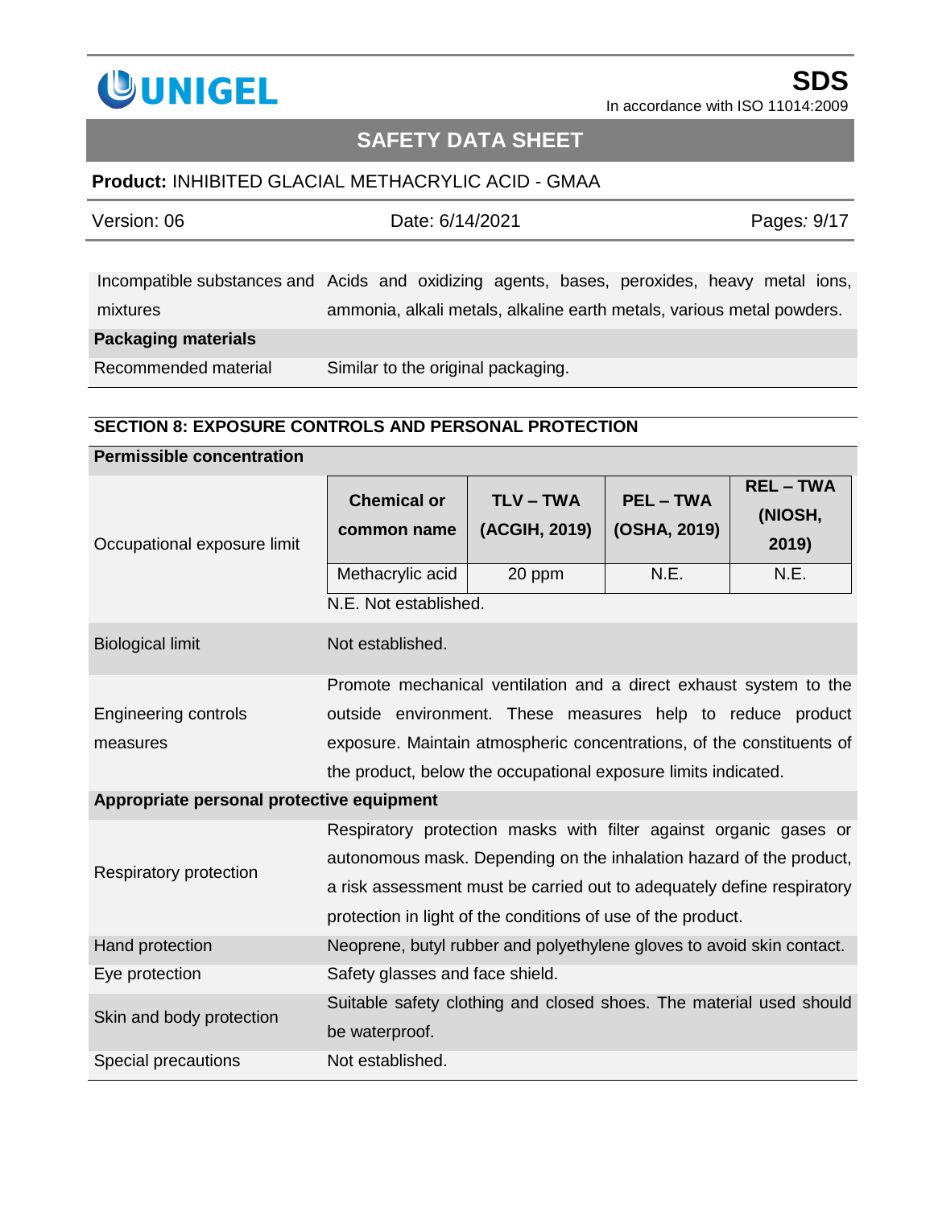| Incompatible substances and mixtures | Acids and oxidizing agents, bases, peroxides, heavy metal ions, ammonia, alkali metals, alkaline earth metals, various metal powders. |
|---|---|
| **Packaging materials** | |
| Recommended material | Similar to the original packaging. |

## SECTION 8: EXPOSURE CONTROLS AND PERSONAL PROTECTION

**Permissible concentration**

Occupational exposure limit

| Chemical or common name | TLV – TWA (ACGIH, 2019) | PEL – TWA (OSHA, 2019) | REL – TWA (NIOSH, 2019) |
|---|---|---|---|
| Methacrylic acid | 20 ppm | N.E. | N.E. |

N.E. Not established.

| | |
|---|---|
| Biological limit | Not established. |
| Engineering controls measures | Promote mechanical ventilation and a direct exhaust system to the outside environment. These measures help to reduce product exposure. Maintain atmospheric concentrations, of the constituents of the product, below the occupational exposure limits indicated. |
| **Appropriate personal protective equipment** | |
| Respiratory protection | Respiratory protection masks with filter against organic gases or autonomous mask. Depending on the inhalation hazard of the product, a risk assessment must be carried out to adequately define respiratory protection in light of the conditions of use of the product. |
| Hand protection | Neoprene, butyl rubber and polyethylene gloves to avoid skin contact. |
| Eye protection | Safety glasses and face shield. |
| Skin and body protection | Suitable safety clothing and closed shoes. The material used should be waterproof. |
| Special precautions | Not established. |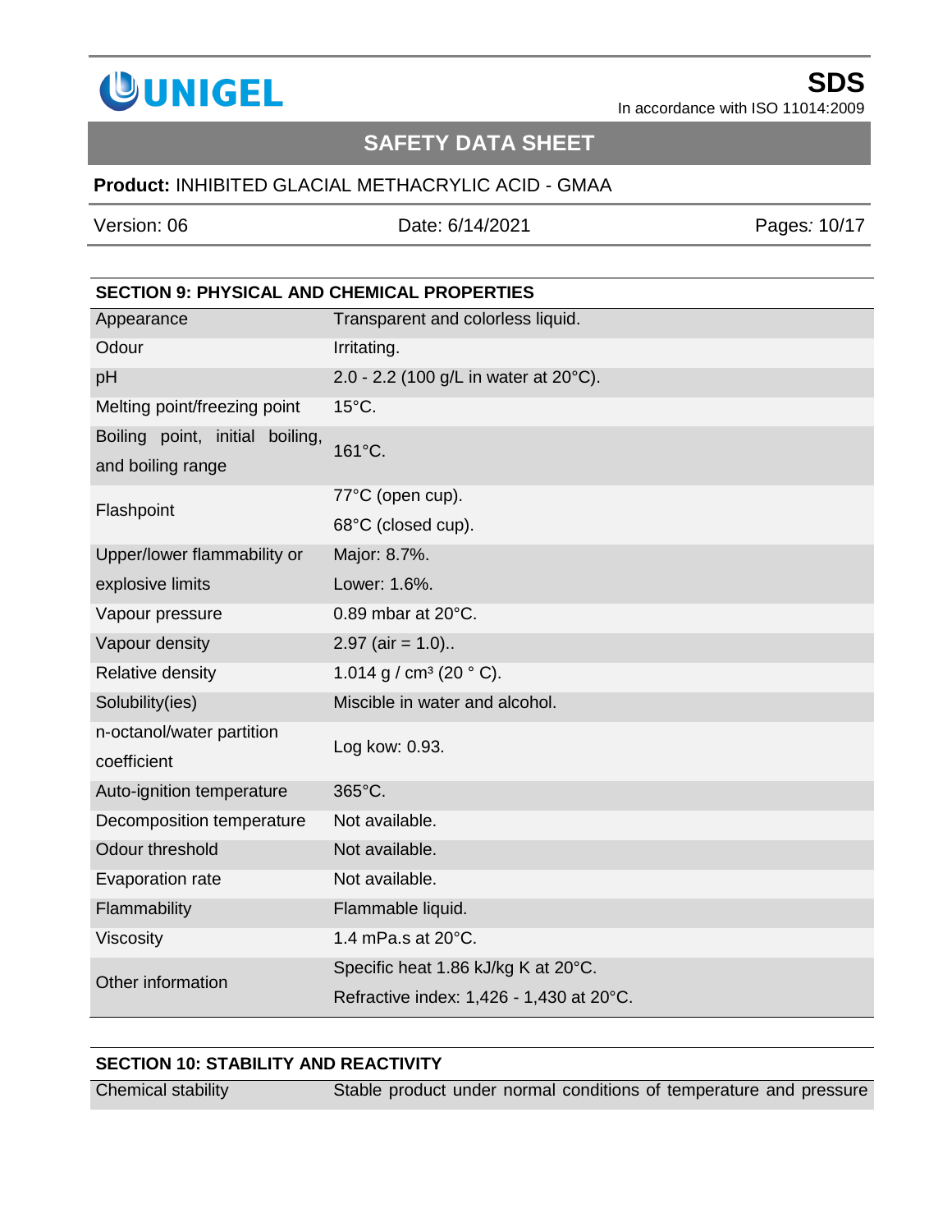## SECTION 9: PHYSICAL AND CHEMICAL PROPERTIES

| | |
|---|---|
| Appearance | Transparent and colorless liquid. |
| Odour | Irritating. |
| pH | 2.0 - 2.2 (100 g/L in water at 20°C). |
| Melting point/freezing point | 15°C. |
| Boiling point, initial boiling, and boiling range | 161°C. |
| Flashpoint | 77°C (open cup).<br>68°C (closed cup). |
| Upper/lower flammability or explosive limits | Major: 8.7%.<br>Lower: 1.6%. |
| Vapour pressure | 0.89 mbar at 20°C. |
| Vapour density | 2.97 (air = 1.0).. |
| Relative density | 1.014 g / $cm^3$ (20 ° C). |
| Solubility(ies) | Miscible in water and alcohol. |
| n-octanol/water partition coefficient | Log kow: 0.93. |
| Auto-ignition temperature | 365°C. |
| Decomposition temperature | Not available. |
| Odour threshold | Not available. |
| Evaporation rate | Not available. |
| Flammability | Flammable liquid. |
| Viscosity | 1.4 mPa.s at 20°C. |
| Other information | Specific heat 1.86 kJ/kg K at 20°C.<br>Refractive index: 1,426 - 1,430 at 20°C. |

## SECTION 10: STABILITY AND REACTIVITY

| | |
|---|---|
| Chemical stability | Stable product under normal conditions of temperature and pressure |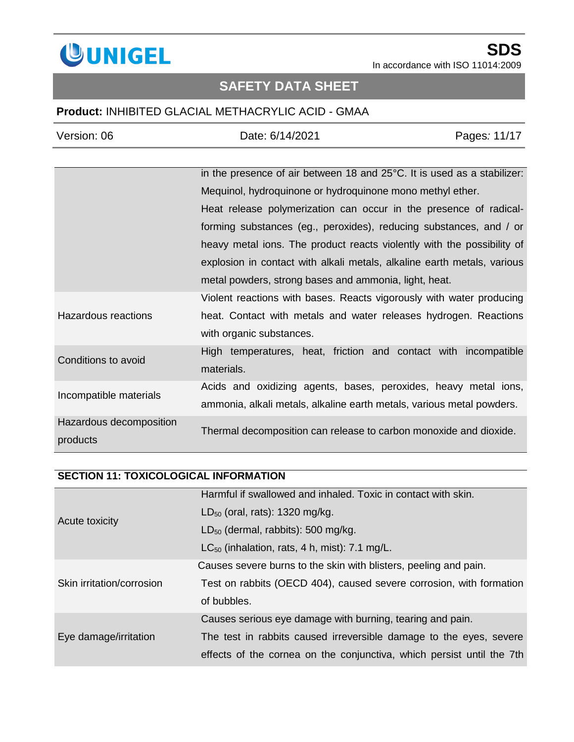| | |
|---|---|
| | in the presence of air between 18 and 25°C. It is used as a stabilizer: Mequinol, hydroquinone or hydroquinone mono methyl ether. Heat release polymerization can occur in the presence of radical-forming substances (eg., peroxides), reducing substances, and / or heavy metal ions. The product reacts violently with the possibility of explosion in contact with alkali metals, alkaline earth metals, various metal powders, strong bases and ammonia, light, heat. |
| Hazardous reactions | Violent reactions with bases. Reacts vigorously with water producing heat. Contact with metals and water releases hydrogen. Reactions with organic substances. |
| Conditions to avoid | High temperatures, heat, friction and contact with incompatible materials. |
| Incompatible materials | Acids and oxidizing agents, bases, peroxides, heavy metal ions, ammonia, alkali metals, alkaline earth metals, various metal powders. |
| Hazardous decomposition products | Thermal decomposition can release to carbon monoxide and dioxide. |

## SECTION 11: TOXICOLOGICAL INFORMATION

| | |
|---|---|
| Acute toxicity | Harmful if swallowed and inhaled. Toxic in contact with skin.<br>$LD_{50}$ (oral, rats): 1320 mg/kg.<br>$LD_{50}$ (dermal, rabbits): 500 mg/kg.<br>$LC_{50}$ (inhalation, rats, 4 h, mist): 7.1 mg/L. |
| Skin irritation/corrosion | Causes severe burns to the skin with blisters, peeling and pain.<br>Test on rabbits (OECD 404), caused severe corrosion, with formation of bubbles. |
| Eye damage/irritation | Causes serious eye damage with burning, tearing and pain.<br>The test in rabbits caused irreversible damage to the eyes, severe effects of the cornea on the conjunctiva, which persist until the 7th |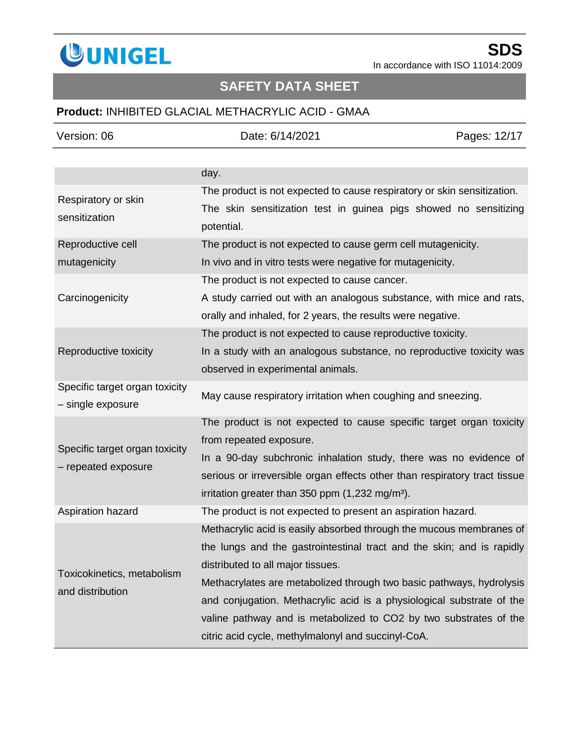|  |  |
|---|---|
|  | day. |
| Respiratory or skin sensitization | The product is not expected to cause respiratory or skin sensitization. The skin sensitization test in guinea pigs showed no sensitizing potential. |
| Reproductive cell mutagenicity | The product is not expected to cause germ cell mutagenicity. In vivo and in vitro tests were negative for mutagenicity. |
| Carcinogenicity | The product is not expected to cause cancer. A study carried out with an analogous substance, with mice and rats, orally and inhaled, for 2 years, the results were negative. |
| Reproductive toxicity | The product is not expected to cause reproductive toxicity. In a study with an analogous substance, no reproductive toxicity was observed in experimental animals. |
| Specific target organ toxicity – single exposure | May cause respiratory irritation when coughing and sneezing. |
| Specific target organ toxicity – repeated exposure | The product is not expected to cause specific target organ toxicity from repeated exposure. In a 90-day subchronic inhalation study, there was no evidence of serious or irreversible organ effects other than respiratory tract tissue irritation greater than 350 ppm (1,232 mg/m³). |
| Aspiration hazard | The product is not expected to present an aspiration hazard. |
| Toxicokinetics, metabolism and distribution | Methacrylic acid is easily absorbed through the mucous membranes of the lungs and the gastrointestinal tract and the skin; and is rapidly distributed to all major tissues. Methacrylates are metabolized through two basic pathways, hydrolysis and conjugation. Methacrylic acid is a physiological substrate of the valine pathway and is metabolized to $CO_2$ by two substrates of the citric acid cycle, methylmalonyl and succinyl-CoA. |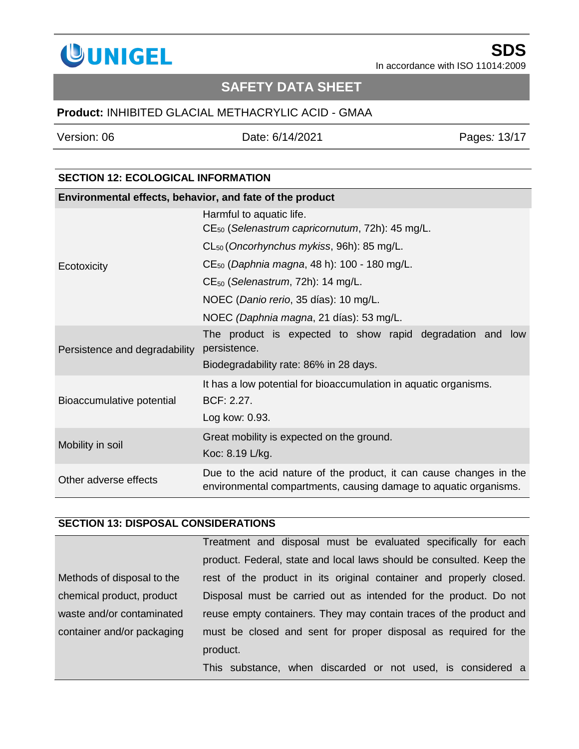## SECTION 12: ECOLOGICAL INFORMATION

| Environmental effects, behavior, and fate of the product | |
|---|---|
| Ecotoxicity | Harmful to aquatic life.<br>$CE_{50}$ (*Selenastrum capricornutum*, 72h): 45 mg/L.<br>$CL_{50}$ (*Oncorhynchus mykiss*, 96h): 85 mg/L.<br>$CE_{50}$ (*Daphnia magna*, 48 h): 100 - 180 mg/L.<br>$CE_{50}$ (*Selenastrum*, 72h): 14 mg/L.<br>NOEC (*Danio rerio*, 35 días): 10 mg/L.<br>NOEC *(Daphnia magna*, 21 días): 53 mg/L. |
| Persistence and degradability | The product is expected to show rapid degradation and low persistence.<br>Biodegradability rate: 86% in 28 days. |
| Bioaccumulative potential | It has a low potential for bioaccumulation in aquatic organisms.<br>BCF: 2.27.<br>Log kow: 0.93. |
| Mobility in soil | Great mobility is expected on the ground.<br>Koc: 8.19 L/kg. |
| Other adverse effects | Due to the acid nature of the product, it can cause changes in the environmental compartments, causing damage to aquatic organisms. |

## SECTION 13: DISPOSAL CONSIDERATIONS

| | |
|---|---|
| Methods of disposal to the chemical product, product waste and/or contaminated container and/or packaging | Treatment and disposal must be evaluated specifically for each product. Federal, state and local laws should be consulted. Keep the rest of the product in its original container and properly closed. Disposal must be carried out as intended for the product. Do not reuse empty containers. They may contain traces of the product and must be closed and sent for proper disposal as required for the product.<br>This substance, when discarded or not used, is considered a |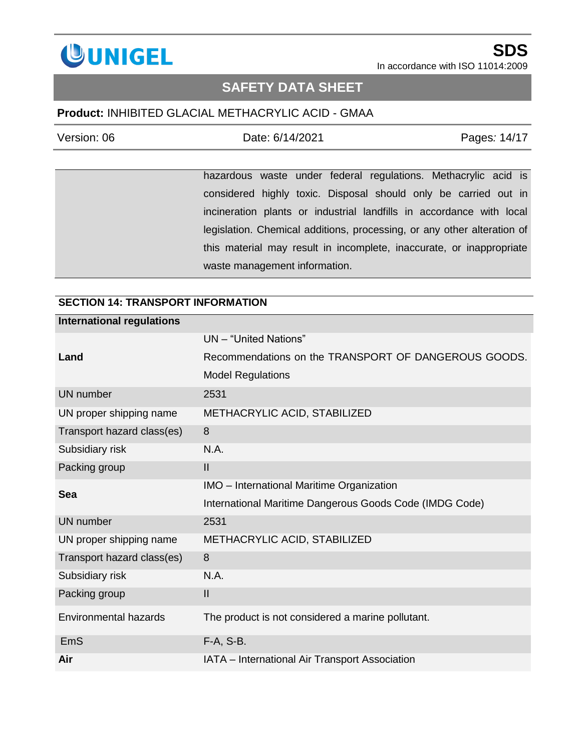| | hazardous waste under federal regulations. Methacrylic acid is considered highly toxic. Disposal should only be carried out in incineration plants or industrial landfills in accordance with local legislation. Chemical additions, processing, or any other alteration of this material may result in incomplete, inaccurate, or inappropriate waste management information. |
|---|---|

## SECTION 14: TRANSPORT INFORMATION

| **International regulations** | |
|---|---|
| **Land** | UN – "United Nations" Recommendations on the TRANSPORT OF DANGEROUS GOODS. Model Regulations |
| UN number | 2531 |
| UN proper shipping name | METHACRYLIC ACID, STABILIZED |
| Transport hazard class(es) | 8 |
| Subsidiary risk | N.A. |
| Packing group | II |
| **Sea** | IMO – International Maritime Organization International Maritime Dangerous Goods Code (IMDG Code) |
| UN number | 2531 |
| UN proper shipping name | METHACRYLIC ACID, STABILIZED |
| Transport hazard class(es) | 8 |
| Subsidiary risk | N.A. |
| Packing group | II |
| Environmental hazards | The product is not considered a marine pollutant. |
| EmS | F-A, S-B. |
| **Air** | IATA – International Air Transport Association |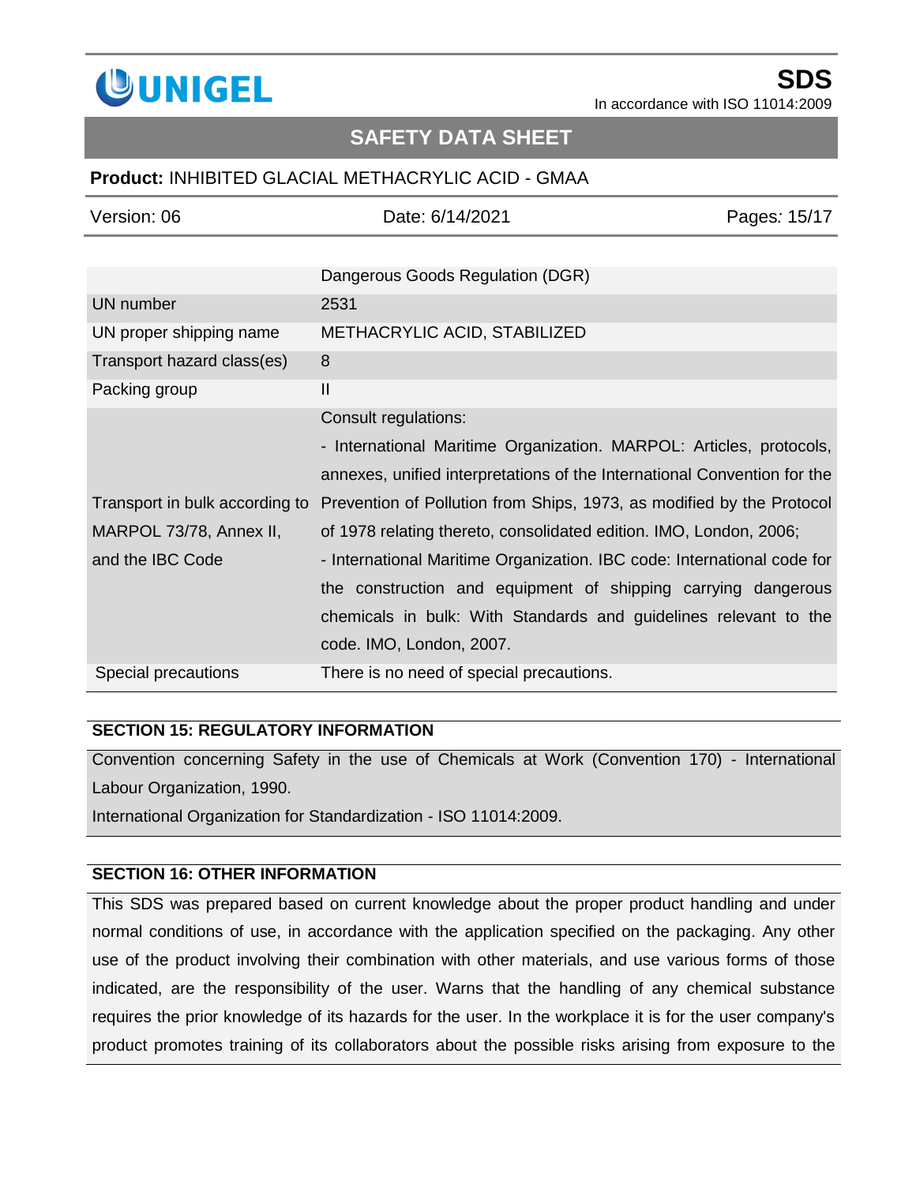| | Dangerous Goods Regulation (DGR) |
|---|---|
| UN number | 2531 |
| UN proper shipping name | METHACRYLIC ACID, STABILIZED |
| Transport hazard class(es) | 8 |
| Packing group | II |
| Transport in bulk according to MARPOL 73/78, Annex II, and the IBC Code | Consult regulations:<br>- International Maritime Organization. MARPOL: Articles, protocols, annexes, unified interpretations of the International Convention for the Prevention of Pollution from Ships, 1973, as modified by the Protocol of 1978 relating thereto, consolidated edition. IMO, London, 2006;<br>- International Maritime Organization. IBC code: International code for the construction and equipment of shipping carrying dangerous chemicals in bulk: With Standards and guidelines relevant to the code. IMO, London, 2007. |
| Special precautions | There is no need of special precautions. |

## SECTION 15: REGULATORY INFORMATION

Convention concerning Safety in the use of Chemicals at Work (Convention 170) - International Labour Organization, 1990.

International Organization for Standardization - ISO 11014:2009.

## SECTION 16: OTHER INFORMATION

This SDS was prepared based on current knowledge about the proper product handling and under normal conditions of use, in accordance with the application specified on the packaging. Any other use of the product involving their combination with other materials, and use various forms of those indicated, are the responsibility of the user. Warns that the handling of any chemical substance requires the prior knowledge of its hazards for the user. In the workplace it is for the user company's product promotes training of its collaborators about the possible risks arising from exposure to the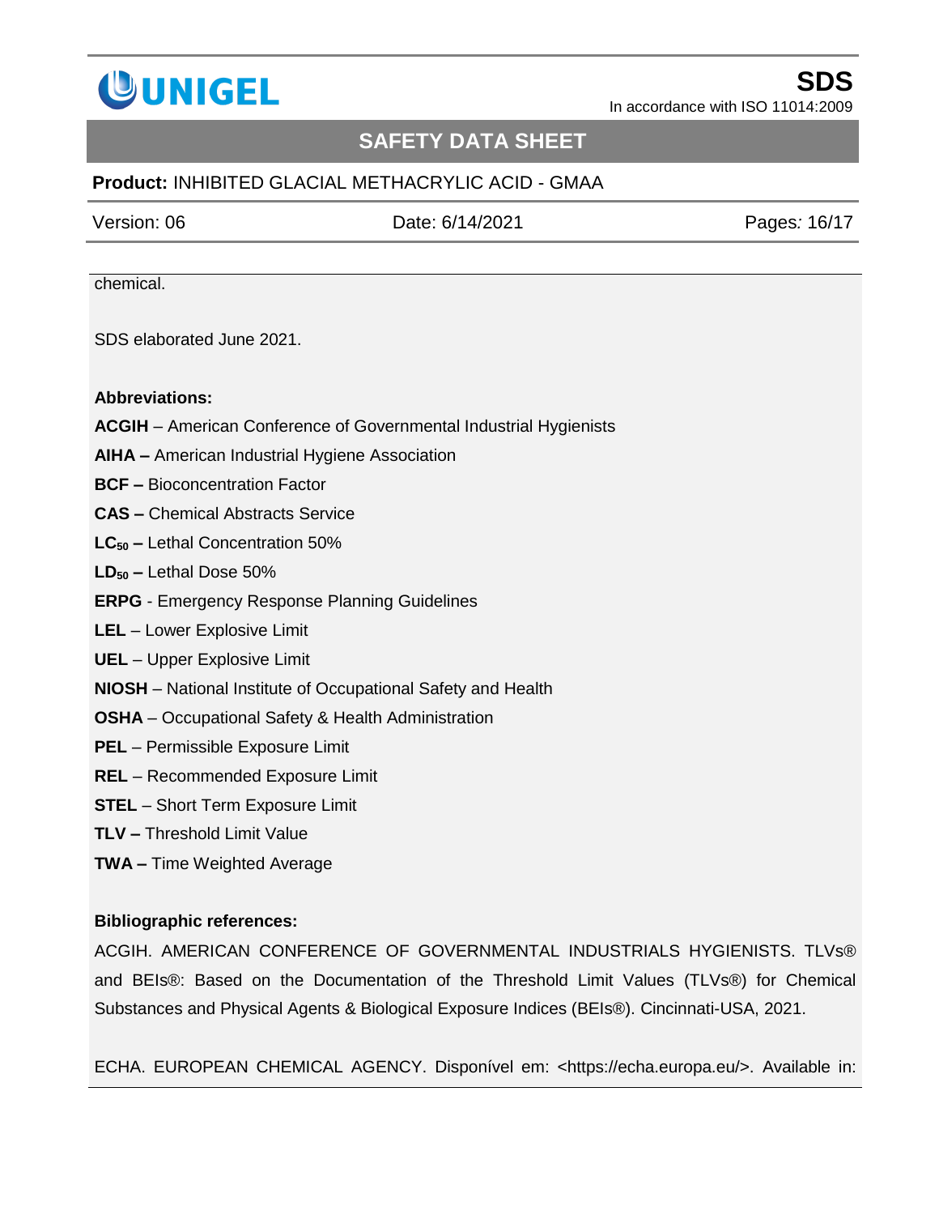chemical.

SDS elaborated June 2021.

**Abbreviations:**

**ACGIH** – American Conference of Governmental Industrial Hygienists

**AIHA –** American Industrial Hygiene Association

**BCF –** Bioconcentration Factor

**CAS –** Chemical Abstracts Service

**$LC_{50}$ –** Lethal Concentration 50%

**$LD_{50}$ –** Lethal Dose 50%

**ERPG** - Emergency Response Planning Guidelines

**LEL** – Lower Explosive Limit

**UEL** – Upper Explosive Limit

**NIOSH** – National Institute of Occupational Safety and Health

**OSHA** – Occupational Safety & Health Administration

**PEL** – Permissible Exposure Limit

**REL** – Recommended Exposure Limit

**STEL** – Short Term Exposure Limit

**TLV –** Threshold Limit Value

**TWA –** Time Weighted Average

**Bibliographic references:**

ACGIH. AMERICAN CONFERENCE OF GOVERNMENTAL INDUSTRIALS HYGIENISTS. TLVs® and BEIs®: Based on the Documentation of the Threshold Limit Values (TLVs®) for Chemical Substances and Physical Agents & Biological Exposure Indices (BEIs®). Cincinnati-USA, 2021.

ECHA. EUROPEAN CHEMICAL AGENCY. Disponível em: <https://echa.europa.eu/>. Available in: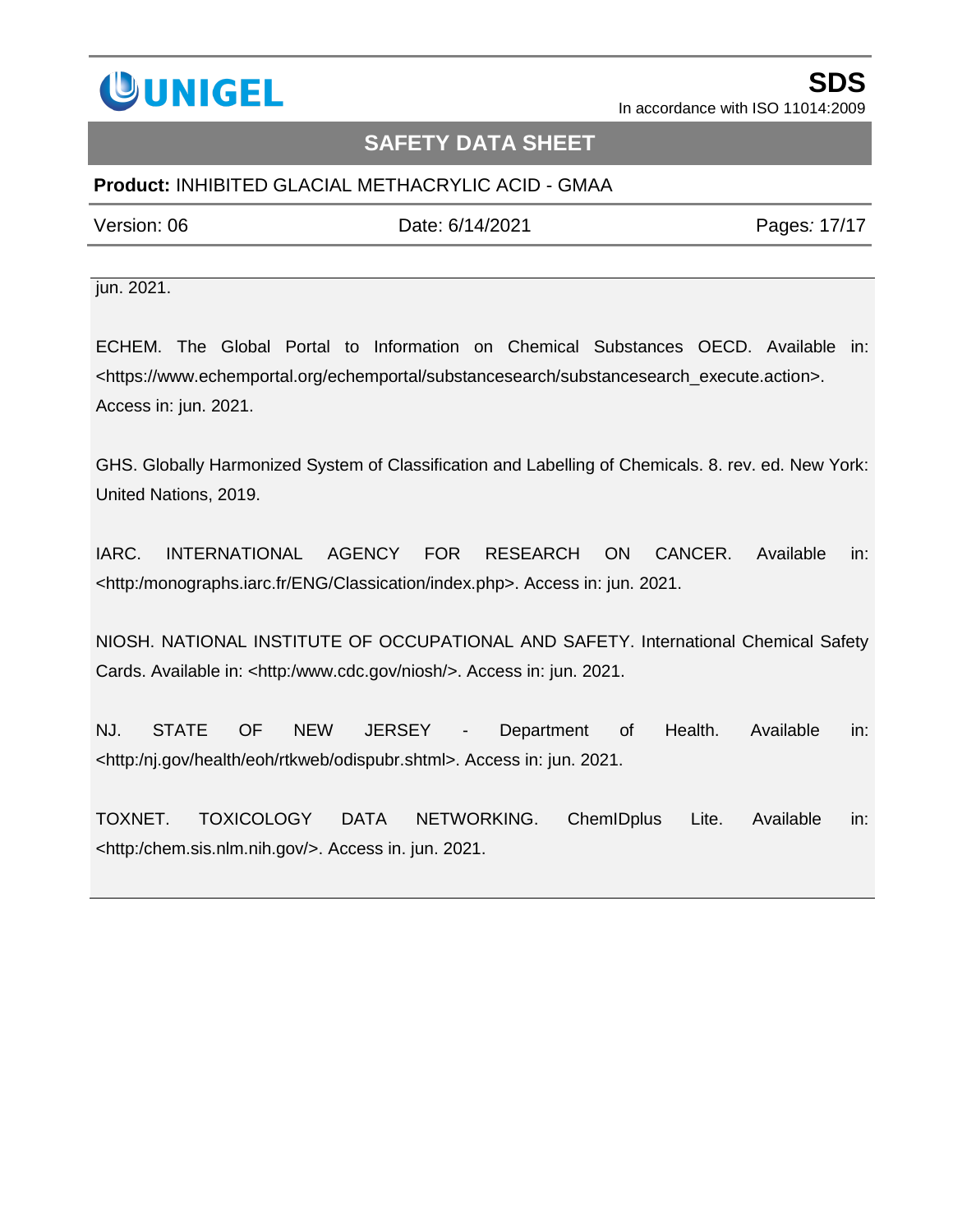jun. 2021.

ECHEM. The Global Portal to Information on Chemical Substances OECD. Available in: <https://www.echemportal.org/echemportal/substancesearch/substancesearch_execute.action>. Access in: jun. 2021.

GHS. Globally Harmonized System of Classification and Labelling of Chemicals. 8. rev. ed. New York: United Nations, 2019.

IARC. INTERNATIONAL AGENCY FOR RESEARCH ON CANCER. Available in: <http:/monographs.iarc.fr/ENG/Classication/index.php>. Access in: jun. 2021.

NIOSH. NATIONAL INSTITUTE OF OCCUPATIONAL AND SAFETY. International Chemical Safety Cards. Available in: <http:/www.cdc.gov/niosh/>. Access in: jun. 2021.

NJ. STATE OF NEW JERSEY - Department of Health. Available in: <http:/nj.gov/health/eoh/rtkweb/odispubr.shtml>. Access in: jun. 2021.

TOXNET. TOXICOLOGY DATA NETWORKING. ChemIDplus Lite. Available in: <http:/chem.sis.nlm.nih.gov/>. Access in. jun. 2021.